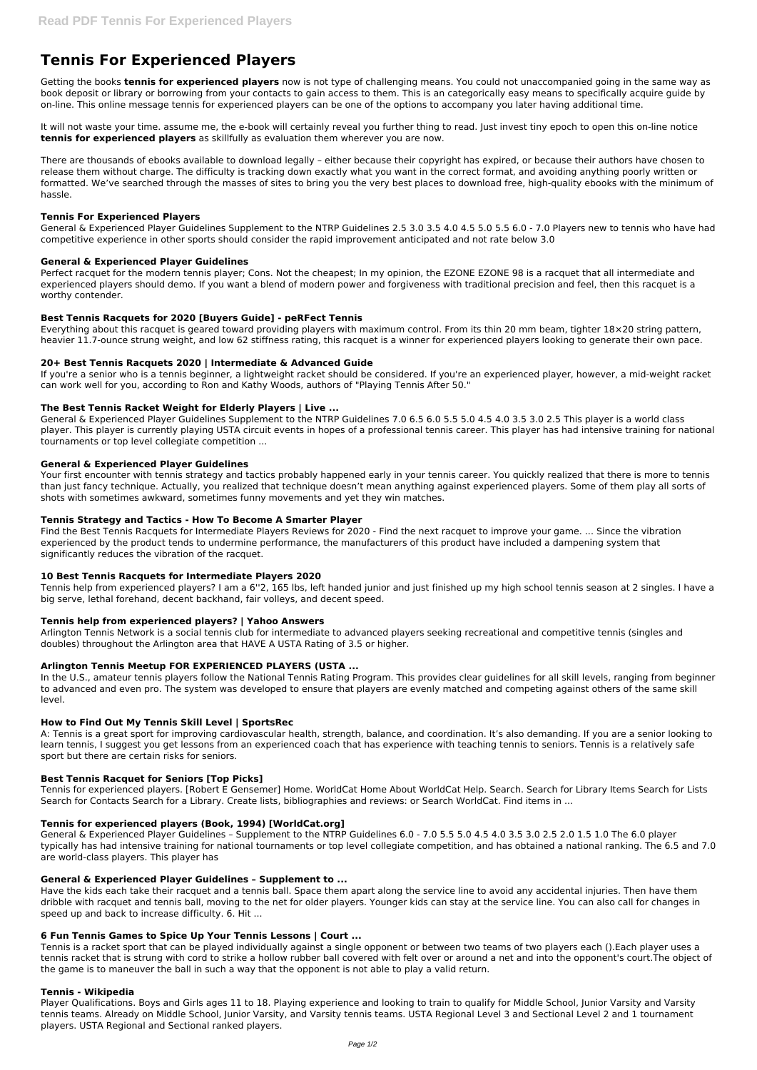# Tennis For Experienced Players

Getting the books **tennis for experienced players** now is not type of challenging means. You could not unaccompanied going in the same way as book deposit or library or borrowing from your contacts to gain access to them. This is an categorically easy means to specifically acquire guide by on-line. This online message tennis for experienced players can be one of the options to accompany you later having additional time.

It will not waste your time. assume me, the e-book will certainly reveal you further thing to read. Just invest tiny epoch to open this on-line notice **tennis for experienced players** as skillfully as evaluation them wherever you are now.

There are thousands of ebooks available to download legally – either because their copyright has expired, or because their authors have chosen to release them without charge. The difficulty is tracking down exactly what you want in the correct format, and avoiding anything poorly written or formatted. We've searched through the masses of sites to bring you the very best places to download free, high-quality ebooks with the minimum of hassle.

### Tennis For Experienced Players

General & Experienced Player Guidelines Supplement to the NTRP Guidelines 2.5 3.0 3.5 4.0 4.5 5.0 5.5 6.0 - 7.0 Players new to tennis who have had competitive experience in other sports should consider the rapid improvement anticipated and not rate below 3.0

### General & Experienced Player Guidelines

Perfect racquet for the modern tennis player; Cons. Not the cheapest; In my opinion, the EZONE EZONE 98 is a racquet that all intermediate and experienced players should demo. If you want a blend of modern power and forgiveness with traditional precision and feel, then this racquet is a worthy contender.

### Best Tennis Racquets for 2020 [Buyers Guide] - peRFect Tennis

Everything about this racquet is geared toward providing players with maximum control. From its thin 20 mm beam, tighter 18×20 string pattern, heavier 11.7-ounce strung weight, and low 62 stiffness rating, this racquet is a winner for experienced players looking to generate their own pace.

### 20+ Best Tennis Racquets 2020 | Intermediate & Advanced Guide

If you're a senior who is a tennis beginner, a lightweight racket should be considered. If you're an experienced player, however, a mid-weight racket can work well for you, according to Ron and Kathy Woods, authors of "Playing Tennis After 50."

### The Best Tennis Racket Weight for Elderly Players | Live ...

General & Experienced Player Guidelines Supplement to the NTRP Guidelines 7.0 6.5 6.0 5.5 5.0 4.5 4.0 3.5 3.0 2.5 This player is a world class player. This player is currently playing USTA circuit events in hopes of a professional tennis career. This player has had intensive training for national tournaments or top level collegiate competition ...

### General & Experienced Player Guidelines

Your first encounter with tennis strategy and tactics probably happened early in your tennis career. You quickly realized that there is more to tennis than just fancy technique. Actually, you realized that technique doesn't mean anything against experienced players. Some of them play all sorts of shots with sometimes awkward, sometimes funny movements and yet they win matches.

### Tennis Strategy and Tactics - How To Become A Smarter Player

Find the Best Tennis Racquets for Intermediate Players Reviews for 2020 - Find the next racquet to improve your game. ... Since the vibration experienced by the product tends to undermine performance, the manufacturers of this product have included a dampening system that significantly reduces the vibration of the racquet.

### 10 Best Tennis Racquets for Intermediate Players 2020

Tennis help from experienced players? I am a 6''2, 165 lbs, left handed junior and just finished up my high school tennis season at 2 singles. I have a big serve, lethal forehand, decent backhand, fair volleys, and decent speed.

### Tennis help from experienced players? | Yahoo Answers

Arlington Tennis Network is a social tennis club for intermediate to advanced players seeking recreational and competitive tennis (singles and doubles) throughout the Arlington area that HAVE A USTA Rating of 3.5 or higher.

### Arlington Tennis Meetup FOR EXPERIENCED PLAYERS (USTA ...

In the U.S., amateur tennis players follow the National Tennis Rating Program. This provides clear guidelines for all skill levels, ranging from beginner to advanced and even pro. The system was developed to ensure that players are evenly matched and competing against others of the same skill level.

### How to Find Out My Tennis Skill Level | SportsRec

A: Tennis is a great sport for improving cardiovascular health, strength, balance, and coordination. It's also demanding. If you are a senior looking to learn tennis, I suggest you get lessons from an experienced coach that has experience with teaching tennis to seniors. Tennis is a relatively safe sport but there are certain risks for seniors.

### Best Tennis Racquet for Seniors [Top Picks]

Tennis for experienced players. [Robert E Gensemer] Home. WorldCat Home About WorldCat Help. Search. Search for Library Items Search for Lists Search for Contacts Search for a Library. Create lists, bibliographies and reviews: or Search WorldCat. Find items in ...

### Tennis for experienced players (Book, 1994) [WorldCat.org]

General & Experienced Player Guidelines – Supplement to the NTRP Guidelines 6.0 - 7.0 5.5 5.0 4.5 4.0 3.5 3.0 2.5 2.0 1.5 1.0 The 6.0 player typically has had intensive training for national tournaments or top level collegiate competition, and has obtained a national ranking. The 6.5 and 7.0 are world-class players. This player has

### General & Experienced Player Guidelines – Supplement to ...

Have the kids each take their racquet and a tennis ball. Space them apart along the service line to avoid any accidental injuries. Then have them dribble with racquet and tennis ball, moving to the net for older players. Younger kids can stay at the service line. You can also call for changes in speed up and back to increase difficulty. 6. Hit ...

### 6 Fun Tennis Games to Spice Up Your Tennis Lessons | Court ...

Tennis is a racket sport that can be played individually against a single opponent or between two teams of two players each ().Each player uses a tennis racket that is strung with cord to strike a hollow rubber ball covered with felt over or around a net and into the opponent's court.The object of the game is to maneuver the ball in such a way that the opponent is not able to play a valid return.

### Tennis - Wikipedia

Player Qualifications. Boys and Girls ages 11 to 18. Playing experience and looking to train to qualify for Middle School, Junior Varsity and Varsity tennis teams. Already on Middle School, Junior Varsity, and Varsity tennis teams. USTA Regional Level 3 and Sectional Level 2 and 1 tournament players. USTA Regional and Sectional ranked players.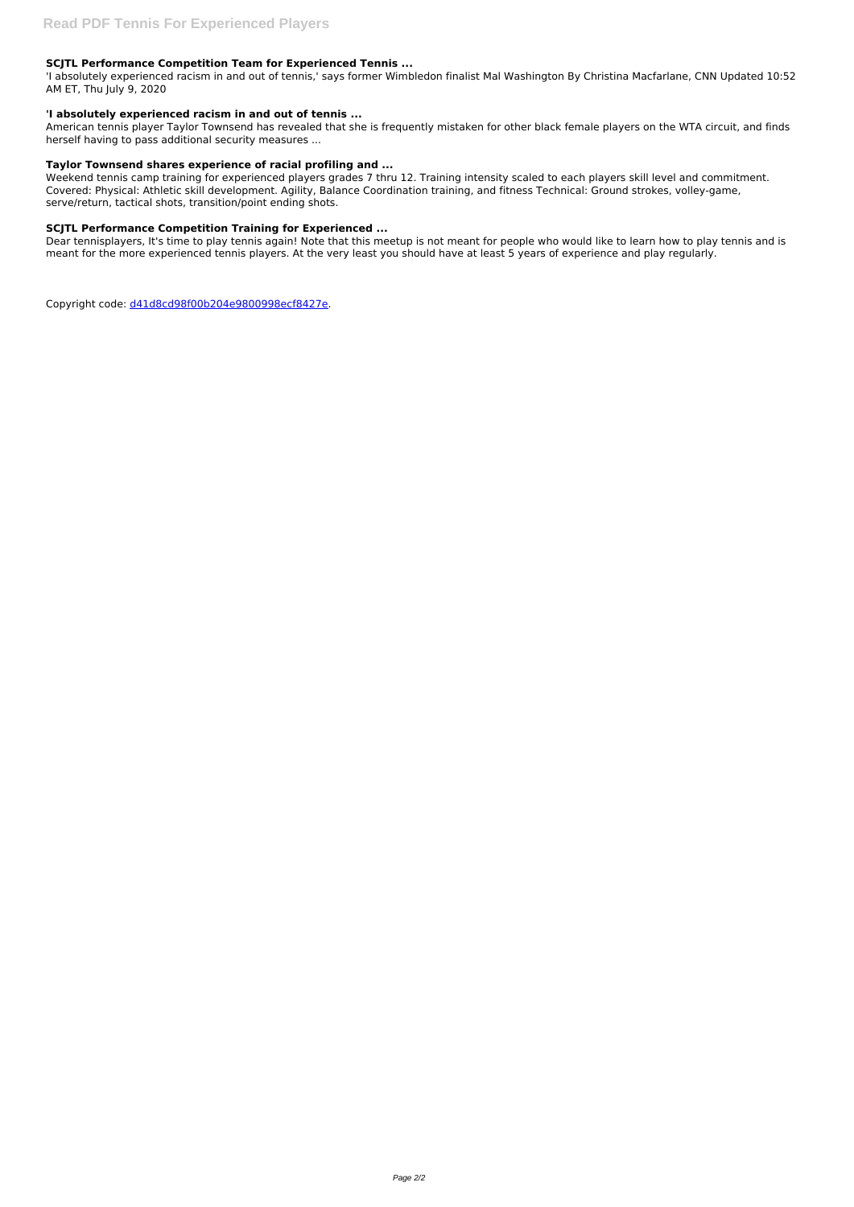### SCJTL Performance Competition Team for Experienced Tennis ...

'I absolutely experienced racism in and out of tennis,' says former Wimbledon finalist Mal Washington By Christina Macfarlane, CNN Updated 10:52 AM ET, Thu July 9, 2020

### 'I absolutely experienced racism in and out of tennis ...

American tennis player Taylor Townsend has revealed that she is frequently mistaken for other black female players on the WTA circuit, and finds herself having to pass additional security measures ...

### Taylor Townsend shares experience of racial profiling and ...

Weekend tennis camp training for experienced players grades 7 thru 12. Training intensity scaled to each players skill level and commitment. Covered: Physical: Athletic skill development. Agility, Balance Coordination training, and fitness Technical: Ground strokes, volley-game, serve/return, tactical shots, transition/point ending shots.

### SCJTL Performance Competition Training for Experienced ...

Dear tennisplayers, It's time to play tennis again! Note that this meetup is not meant for people who would like to learn how to play tennis and is meant for the more experienced tennis players. At the very least you should have at least 5 years of experience and play regularly.

Copyright code: d41d8cd98f00b204e9800998ecf8427e.